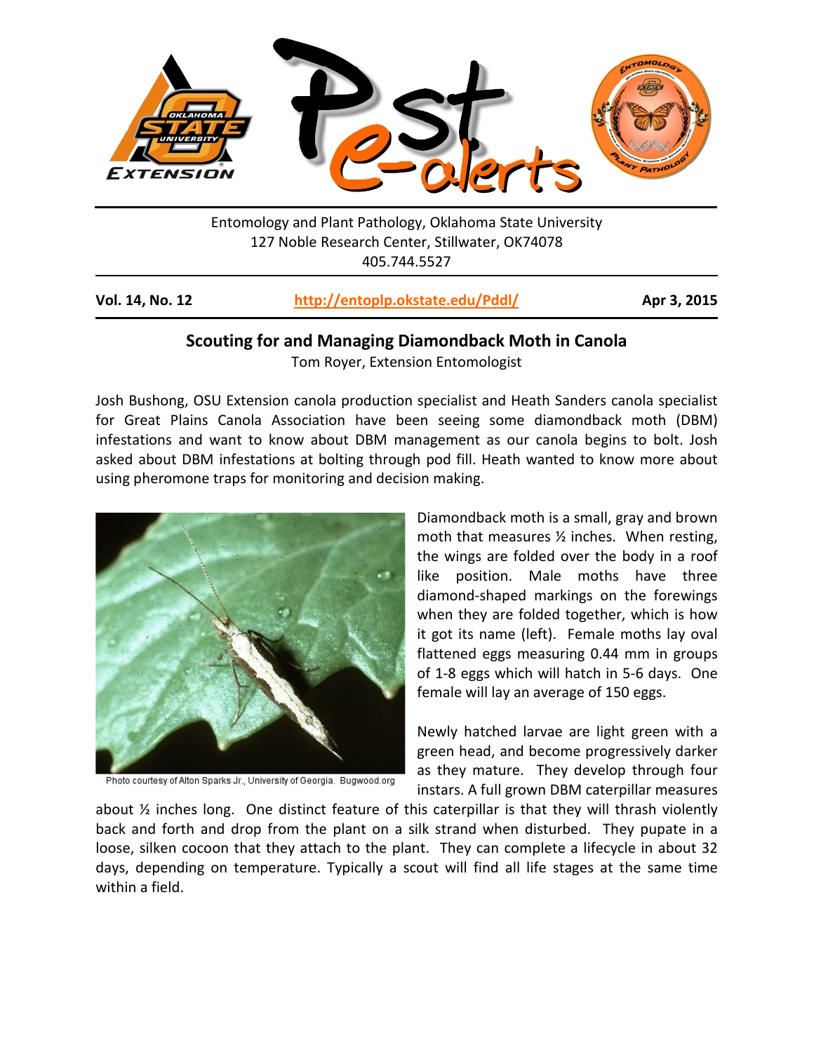Entomology and Plant Pathology, Oklahoma State University
127 Noble Research Center, Stillwater, OK74078
405.744.5527

**Vol. 14, No. 12** **http://entoplp.okstate.edu/Pddl/** **Apr 3, 2015**

## Scouting for and Managing Diamondback Moth in Canola

Tom Royer, Extension Entomologist

Josh Bushong, OSU Extension canola production specialist and Heath Sanders canola specialist for Great Plains Canola Association have been seeing some diamondback moth (DBM) infestations and want to know about DBM management as our canola begins to bolt. Josh asked about DBM infestations at bolting through pod fill. Heath wanted to know more about using pheromone traps for monitoring and decision making.

Photo courtesy of Alton Sparks Jr., University of Georgia. Bugwood.org

Diamondback moth is a small, gray and brown moth that measures ½ inches. When resting, the wings are folded over the body in a roof like position. Male moths have three diamond-shaped markings on the forewings when they are folded together, which is how it got its name (left). Female moths lay oval flattened eggs measuring 0.44 mm in groups of 1-8 eggs which will hatch in 5-6 days. One female will lay an average of 150 eggs.

Newly hatched larvae are light green with a green head, and become progressively darker as they mature. They develop through four instars. A full grown DBM caterpillar measures about ½ inches long. One distinct feature of this caterpillar is that they will thrash violently back and forth and drop from the plant on a silk strand when disturbed. They pupate in a loose, silken cocoon that they attach to the plant. They can complete a lifecycle in about 32 days, depending on temperature. Typically a scout will find all life stages at the same time within a field.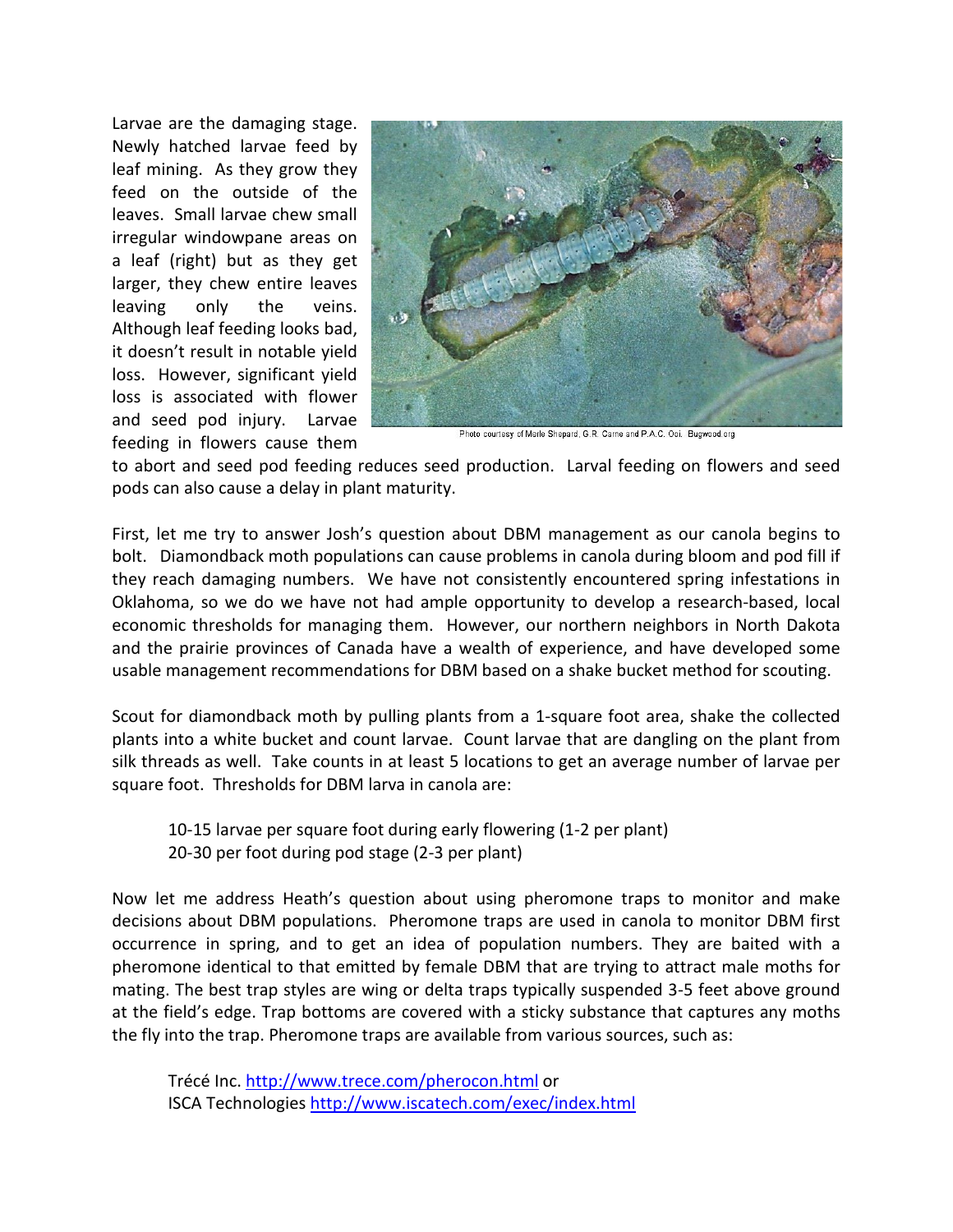Larvae are the damaging stage. Newly hatched larvae feed by leaf mining. As they grow they feed on the outside of the leaves. Small larvae chew small irregular windowpane areas on a leaf (right) but as they get larger, they chew entire leaves leaving only the veins. Although leaf feeding looks bad, it doesn't result in notable yield loss. However, significant yield loss is associated with flower and seed pod injury. Larvae feeding in flowers cause them to abort and seed pod feeding reduces seed production. Larval feeding on flowers and seed pods can also cause a delay in plant maturity.

Photo courtesy of Merle Shepard, G.R. Carne and P.A.C. Ooi. Bugwood.org

First, let me try to answer Josh's question about DBM management as our canola begins to bolt. Diamondback moth populations can cause problems in canola during bloom and pod fill if they reach damaging numbers. We have not consistently encountered spring infestations in Oklahoma, so we do we have not had ample opportunity to develop a research-based, local economic thresholds for managing them. However, our northern neighbors in North Dakota and the prairie provinces of Canada have a wealth of experience, and have developed some usable management recommendations for DBM based on a shake bucket method for scouting.

Scout for diamondback moth by pulling plants from a 1-square foot area, shake the collected plants into a white bucket and count larvae. Count larvae that are dangling on the plant from silk threads as well. Take counts in at least 5 locations to get an average number of larvae per square foot. Thresholds for DBM larva in canola are:

10-15 larvae per square foot during early flowering (1-2 per plant)
20-30 per foot during pod stage (2-3 per plant)

Now let me address Heath's question about using pheromone traps to monitor and make decisions about DBM populations. Pheromone traps are used in canola to monitor DBM first occurrence in spring, and to get an idea of population numbers. They are baited with a pheromone identical to that emitted by female DBM that are trying to attract male moths for mating. The best trap styles are wing or delta traps typically suspended 3-5 feet above ground at the field's edge. Trap bottoms are covered with a sticky substance that captures any moths the fly into the trap. Pheromone traps are available from various sources, such as:

Trécé Inc. http://www.trece.com/pherocon.html or
ISCA Technologies http://www.iscatech.com/exec/index.html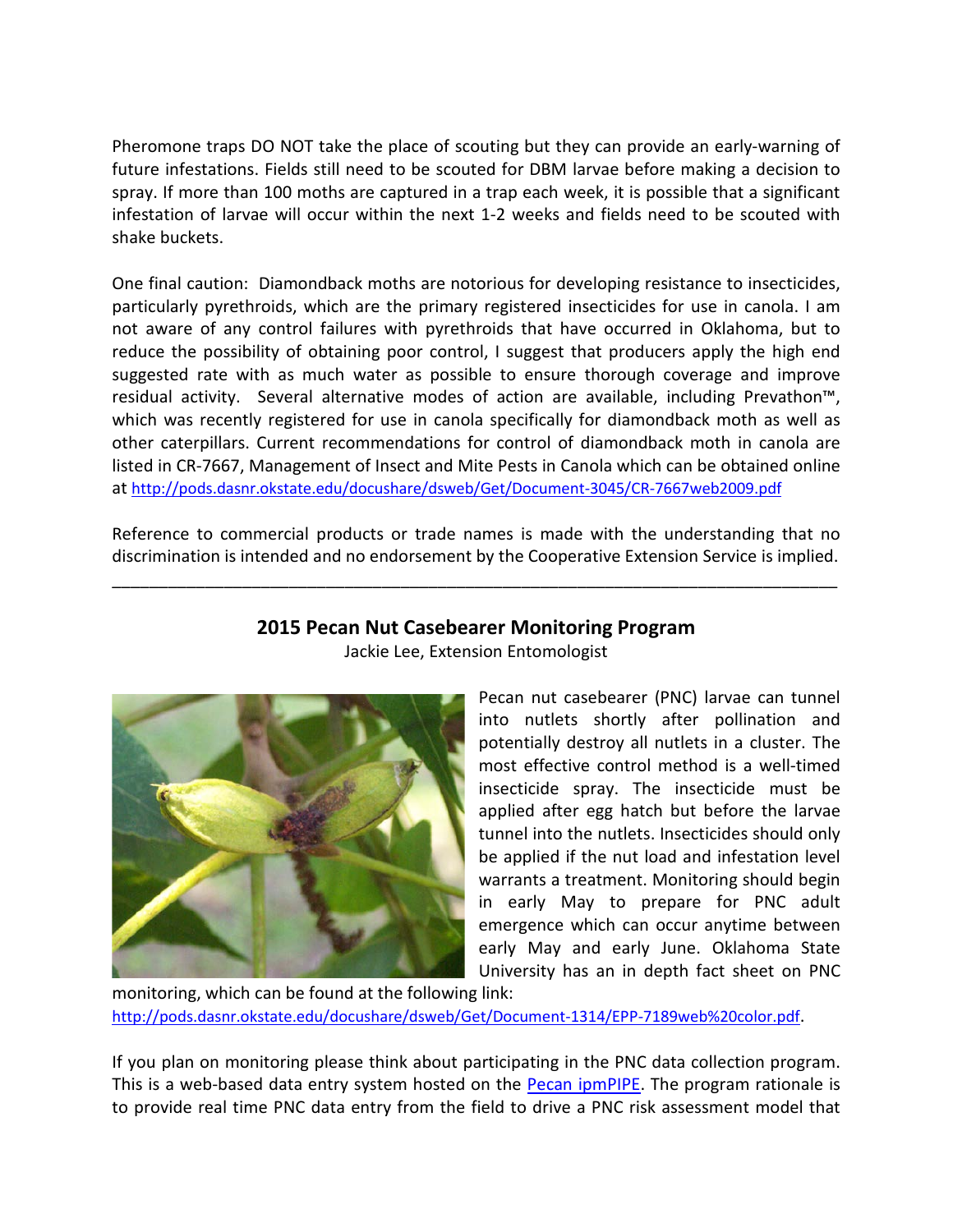Pheromone traps DO NOT take the place of scouting but they can provide an early-warning of future infestations. Fields still need to be scouted for DBM larvae before making a decision to spray. If more than 100 moths are captured in a trap each week, it is possible that a significant infestation of larvae will occur within the next 1-2 weeks and fields need to be scouted with shake buckets.

One final caution: Diamondback moths are notorious for developing resistance to insecticides, particularly pyrethroids, which are the primary registered insecticides for use in canola. I am not aware of any control failures with pyrethroids that have occurred in Oklahoma, but to reduce the possibility of obtaining poor control, I suggest that producers apply the high end suggested rate with as much water as possible to ensure thorough coverage and improve residual activity. Several alternative modes of action are available, including Prevathon™, which was recently registered for use in canola specifically for diamondback moth as well as other caterpillars. Current recommendations for control of diamondback moth in canola are listed in CR-7667, Management of Insect and Mite Pests in Canola which can be obtained online at http://pods.dasnr.okstate.edu/docushare/dsweb/Get/Document-3045/CR-7667web2009.pdf

Reference to commercial products or trade names is made with the understanding that no discrimination is intended and no endorsement by the Cooperative Extension Service is implied.

---

## 2015 Pecan Nut Casebearer Monitoring Program

Jackie Lee, Extension Entomologist

Pecan nut casebearer (PNC) larvae can tunnel into nutlets shortly after pollination and potentially destroy all nutlets in a cluster. The most effective control method is a well-timed insecticide spray. The insecticide must be applied after egg hatch but before the larvae tunnel into the nutlets. Insecticides should only be applied if the nut load and infestation level warrants a treatment. Monitoring should begin in early May to prepare for PNC adult emergence which can occur anytime between early May and early June. Oklahoma State University has an in depth fact sheet on PNC monitoring, which can be found at the following link: http://pods.dasnr.okstate.edu/docushare/dsweb/Get/Document-1314/EPP-7189web%20color.pdf.

If you plan on monitoring please think about participating in the PNC data collection program. This is a web-based data entry system hosted on the Pecan ipmPIPE. The program rationale is to provide real time PNC data entry from the field to drive a PNC risk assessment model that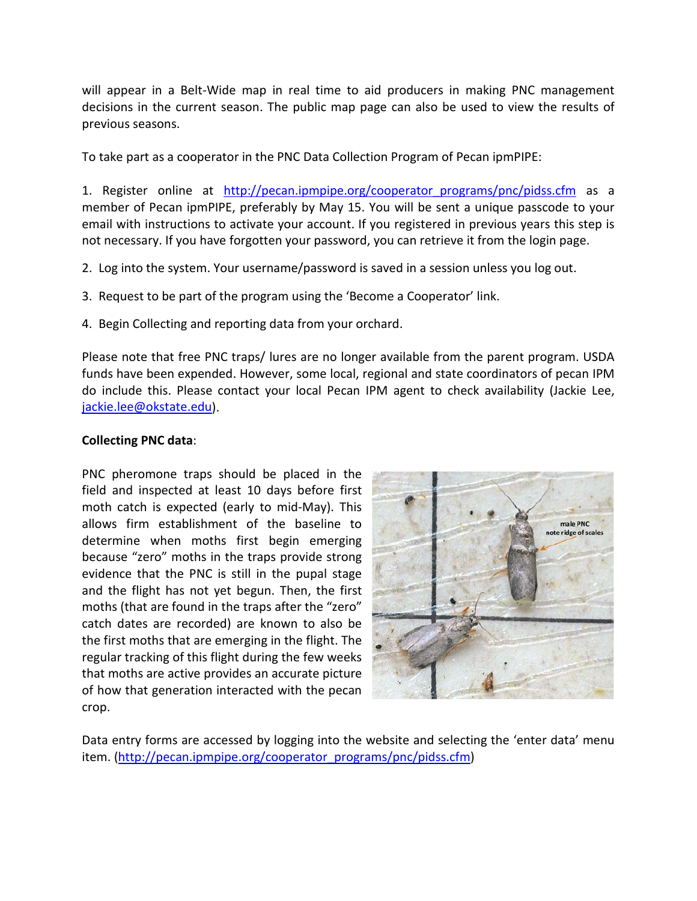will appear in a Belt-Wide map in real time to aid producers in making PNC management decisions in the current season. The public map page can also be used to view the results of previous seasons.

To take part as a cooperator in the PNC Data Collection Program of Pecan ipmPIPE:

1. Register online at http://pecan.ipmpipe.org/cooperator_programs/pnc/pidss.cfm as a member of Pecan ipmPIPE, preferably by May 15. You will be sent a unique passcode to your email with instructions to activate your account. If you registered in previous years this step is not necessary. If you have forgotten your password, you can retrieve it from the login page.
2. Log into the system. Your username/password is saved in a session unless you log out.
3. Request to be part of the program using the 'Become a Cooperator' link.
4. Begin Collecting and reporting data from your orchard.

Please note that free PNC traps/ lures are no longer available from the parent program. USDA funds have been expended. However, some local, regional and state coordinators of pecan IPM do include this. Please contact your local Pecan IPM agent to check availability (Jackie Lee, jackie.lee@okstate.edu).

**Collecting PNC data**:

PNC pheromone traps should be placed in the field and inspected at least 10 days before first moth catch is expected (early to mid-May). This allows firm establishment of the baseline to determine when moths first begin emerging because "zero" moths in the traps provide strong evidence that the PNC is still in the pupal stage and the flight has not yet begun. Then, the first moths (that are found in the traps after the "zero" catch dates are recorded) are known to also be the first moths that are emerging in the flight. The regular tracking of this flight during the few weeks that moths are active provides an accurate picture of how that generation interacted with the pecan crop.

Data entry forms are accessed by logging into the website and selecting the 'enter data' menu item. (http://pecan.ipmpipe.org/cooperator_programs/pnc/pidss.cfm)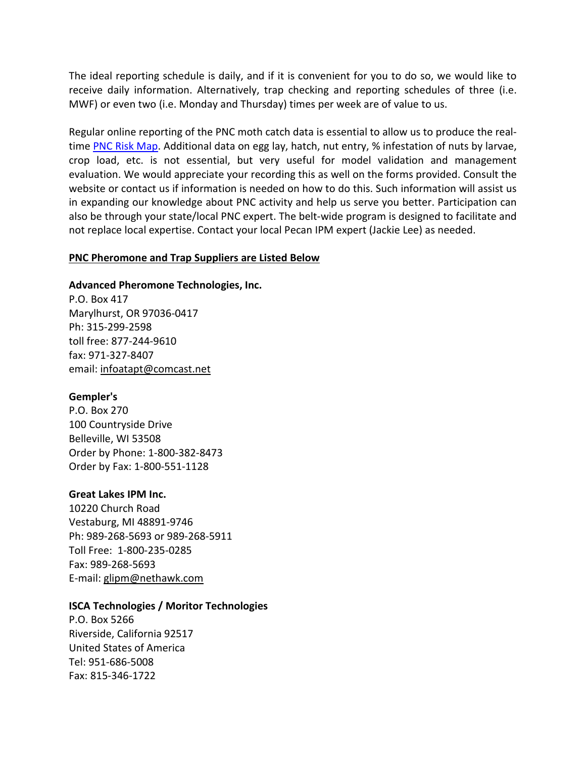The ideal reporting schedule is daily, and if it is convenient for you to do so, we would like to receive daily information. Alternatively, trap checking and reporting schedules of three (i.e. MWF) or even two (i.e. Monday and Thursday) times per week are of value to us.

Regular online reporting of the PNC moth catch data is essential to allow us to produce the real-time PNC Risk Map. Additional data on egg lay, hatch, nut entry, % infestation of nuts by larvae, crop load, etc. is not essential, but very useful for model validation and management evaluation. We would appreciate your recording this as well on the forms provided. Consult the website or contact us if information is needed on how to do this. Such information will assist us in expanding our knowledge about PNC activity and help us serve you better. Participation can also be through your state/local PNC expert. The belt-wide program is designed to facilitate and not replace local expertise. Contact your local Pecan IPM expert (Jackie Lee) as needed.

**PNC Pheromone and Trap Suppliers are Listed Below**

**Advanced Pheromone Technologies, Inc.**
P.O. Box 417
Marylhurst, OR 97036-0417
Ph: 315-299-2598
toll free: 877-244-9610
fax: 971-327-8407
email: infoatapt@comcast.net

**Gempler's**
P.O. Box 270
100 Countryside Drive
Belleville, WI 53508
Order by Phone: 1-800-382-8473
Order by Fax: 1-800-551-1128

**Great Lakes IPM Inc.**
10220 Church Road
Vestaburg, MI 48891-9746
Ph: 989-268-5693 or 989-268-5911
Toll Free: 1-800-235-0285
Fax: 989-268-5693
E-mail: glipm@nethawk.com

**ISCA Technologies / Moritor Technologies**
P.O. Box 5266
Riverside, California 92517
United States of America
Tel: 951-686-5008
Fax: 815-346-1722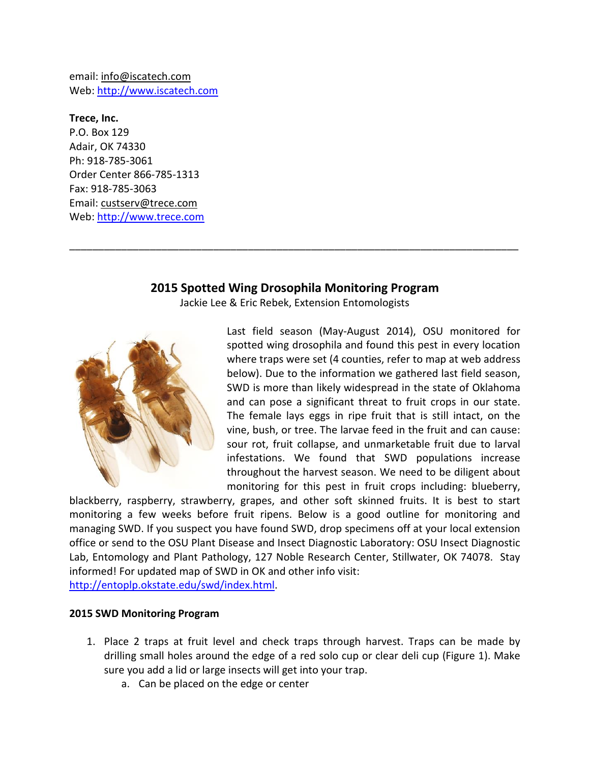email: info@iscatech.com
Web: http://www.iscatech.com

**Trece, Inc.**
P.O. Box 129
Adair, OK 74330
Ph: 918-785-3061
Order Center 866-785-1313
Fax: 918-785-3063
Email: custserv@trece.com
Web: http://www.trece.com

---

## 2015 Spotted Wing Drosophila Monitoring Program

Jackie Lee & Eric Rebek, Extension Entomologists

Last field season (May-August 2014), OSU monitored for spotted wing drosophila and found this pest in every location where traps were set (4 counties, refer to map at web address below). Due to the information we gathered last field season, SWD is more than likely widespread in the state of Oklahoma and can pose a significant threat to fruit crops in our state. The female lays eggs in ripe fruit that is still intact, on the vine, bush, or tree. The larvae feed in the fruit and can cause: sour rot, fruit collapse, and unmarketable fruit due to larval infestations. We found that SWD populations increase throughout the harvest season. We need to be diligent about monitoring for this pest in fruit crops including: blueberry, blackberry, raspberry, strawberry, grapes, and other soft skinned fruits. It is best to start monitoring a few weeks before fruit ripens. Below is a good outline for monitoring and managing SWD. If you suspect you have found SWD, drop specimens off at your local extension office or send to the OSU Plant Disease and Insect Diagnostic Laboratory: OSU Insect Diagnostic Lab, Entomology and Plant Pathology, 127 Noble Research Center, Stillwater, OK 74078. Stay informed! For updated map of SWD in OK and other info visit: http://entoplp.okstate.edu/swd/index.html.

**2015 SWD Monitoring Program**

1. Place 2 traps at fruit level and check traps through harvest. Traps can be made by drilling small holes around the edge of a red solo cup or clear deli cup (Figure 1). Make sure you add a lid or large insects will get into your trap.
   a. Can be placed on the edge or center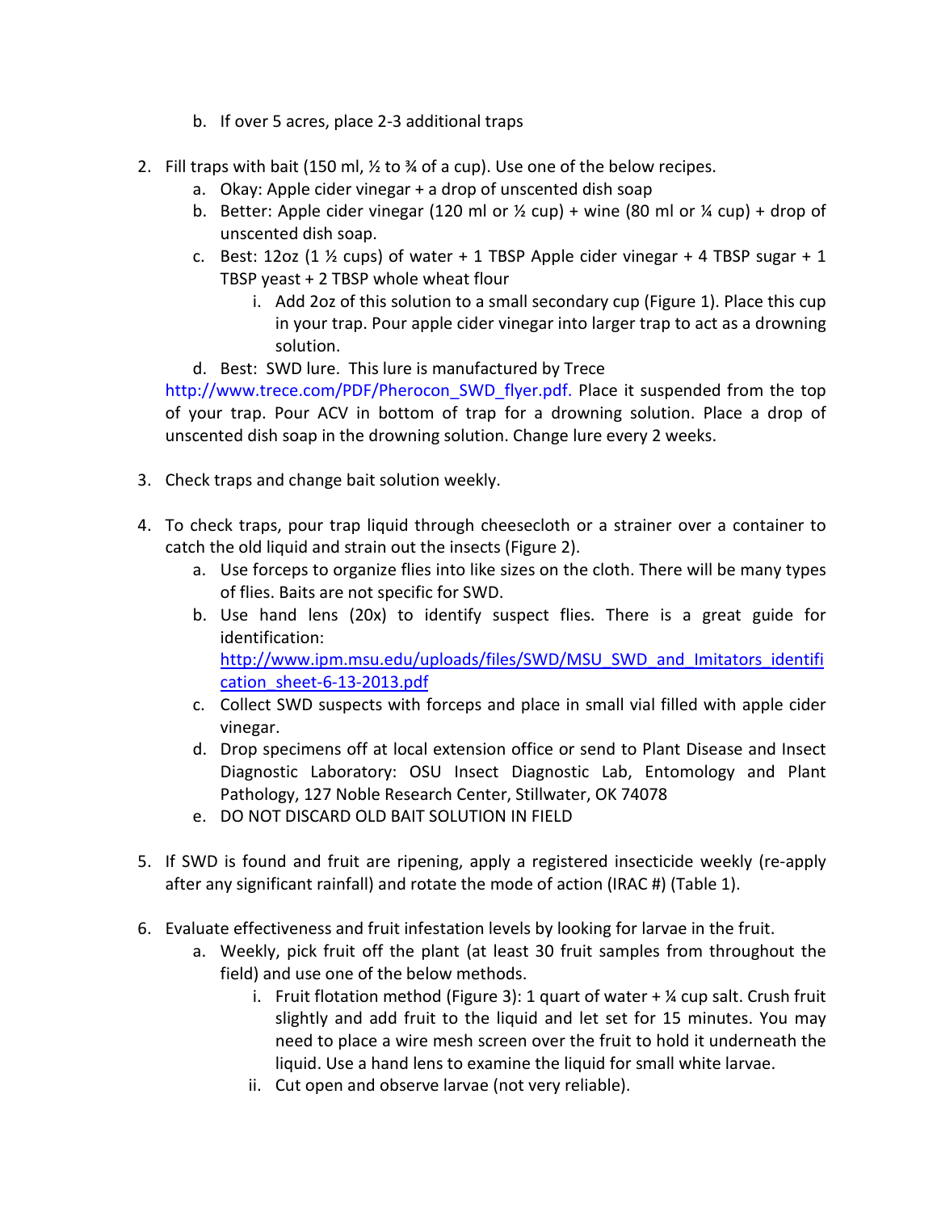b. If over 5 acres, place 2-3 additional traps

2. Fill traps with bait (150 ml, ½ to ¾ of a cup). Use one of the below recipes.
   a. Okay: Apple cider vinegar + a drop of unscented dish soap
   b. Better: Apple cider vinegar (120 ml or ½ cup) + wine (80 ml or ¼ cup) + drop of unscented dish soap.
   c. Best: 12oz (1 ½ cups) of water + 1 TBSP Apple cider vinegar + 4 TBSP sugar + 1 TBSP yeast + 2 TBSP whole wheat flour
      i. Add 2oz of this solution to a small secondary cup (Figure 1). Place this cup in your trap. Pour apple cider vinegar into larger trap to act as a drowning solution.
   d. Best: SWD lure. This lure is manufactured by Trece http://www.trece.com/PDF/Pherocon_SWD_flyer.pdf. Place it suspended from the top of your trap. Pour ACV in bottom of trap for a drowning solution. Place a drop of unscented dish soap in the drowning solution. Change lure every 2 weeks.

3. Check traps and change bait solution weekly.

4. To check traps, pour trap liquid through cheesecloth or a strainer over a container to catch the old liquid and strain out the insects (Figure 2).
   a. Use forceps to organize flies into like sizes on the cloth. There will be many types of flies. Baits are not specific for SWD.
   b. Use hand lens (20x) to identify suspect flies. There is a great guide for identification: http://www.ipm.msu.edu/uploads/files/SWD/MSU_SWD_and_Imitators_identification_sheet-6-13-2013.pdf
   c. Collect SWD suspects with forceps and place in small vial filled with apple cider vinegar.
   d. Drop specimens off at local extension office or send to Plant Disease and Insect Diagnostic Laboratory: OSU Insect Diagnostic Lab, Entomology and Plant Pathology, 127 Noble Research Center, Stillwater, OK 74078
   e. DO NOT DISCARD OLD BAIT SOLUTION IN FIELD

5. If SWD is found and fruit are ripening, apply a registered insecticide weekly (re-apply after any significant rainfall) and rotate the mode of action (IRAC #) (Table 1).

6. Evaluate effectiveness and fruit infestation levels by looking for larvae in the fruit.
   a. Weekly, pick fruit off the plant (at least 30 fruit samples from throughout the field) and use one of the below methods.
      i. Fruit flotation method (Figure 3): 1 quart of water + ¼ cup salt. Crush fruit slightly and add fruit to the liquid and let set for 15 minutes. You may need to place a wire mesh screen over the fruit to hold it underneath the liquid. Use a hand lens to examine the liquid for small white larvae.
      ii. Cut open and observe larvae (not very reliable).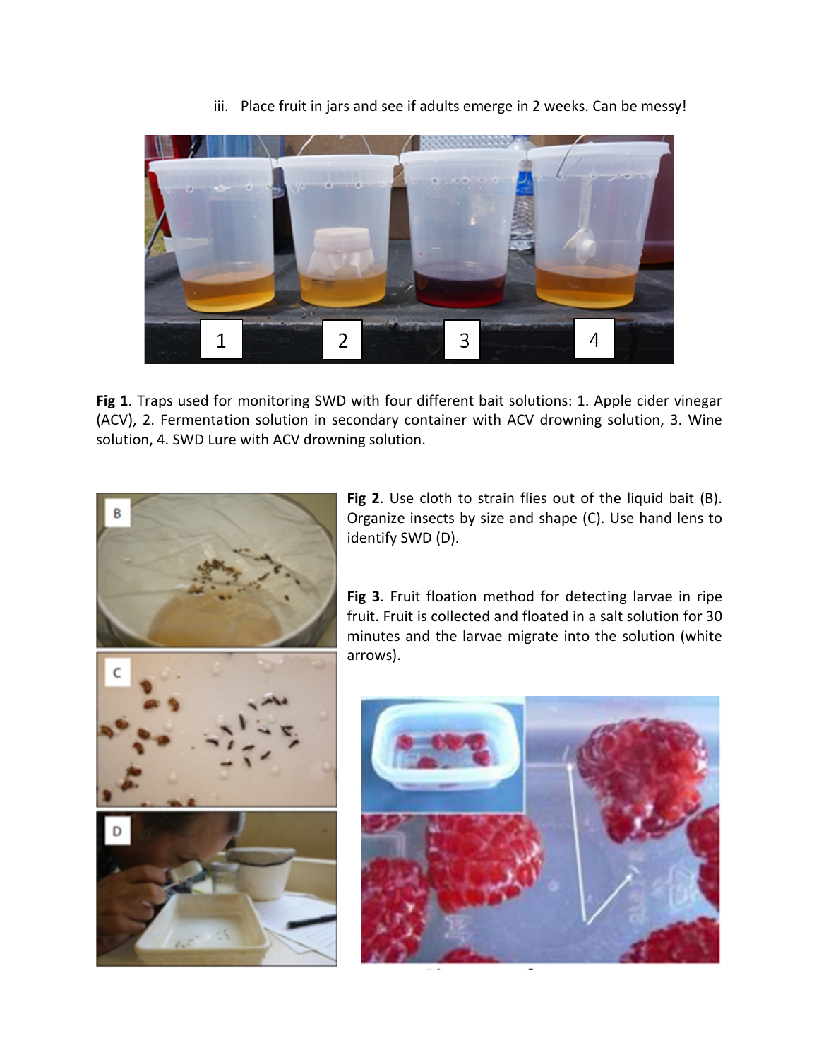iii. Place fruit in jars and see if adults emerge in 2 weeks. Can be messy!

**Fig 1**. Traps used for monitoring SWD with four different bait solutions: 1. Apple cider vinegar (ACV), 2. Fermentation solution in secondary container with ACV drowning solution, 3. Wine solution, 4. SWD Lure with ACV drowning solution.

**Fig 2**. Use cloth to strain flies out of the liquid bait (B). Organize insects by size and shape (C). Use hand lens to identify SWD (D).

**Fig 3**. Fruit floation method for detecting larvae in ripe fruit. Fruit is collected and floated in a salt solution for 30 minutes and the larvae migrate into the solution (white arrows).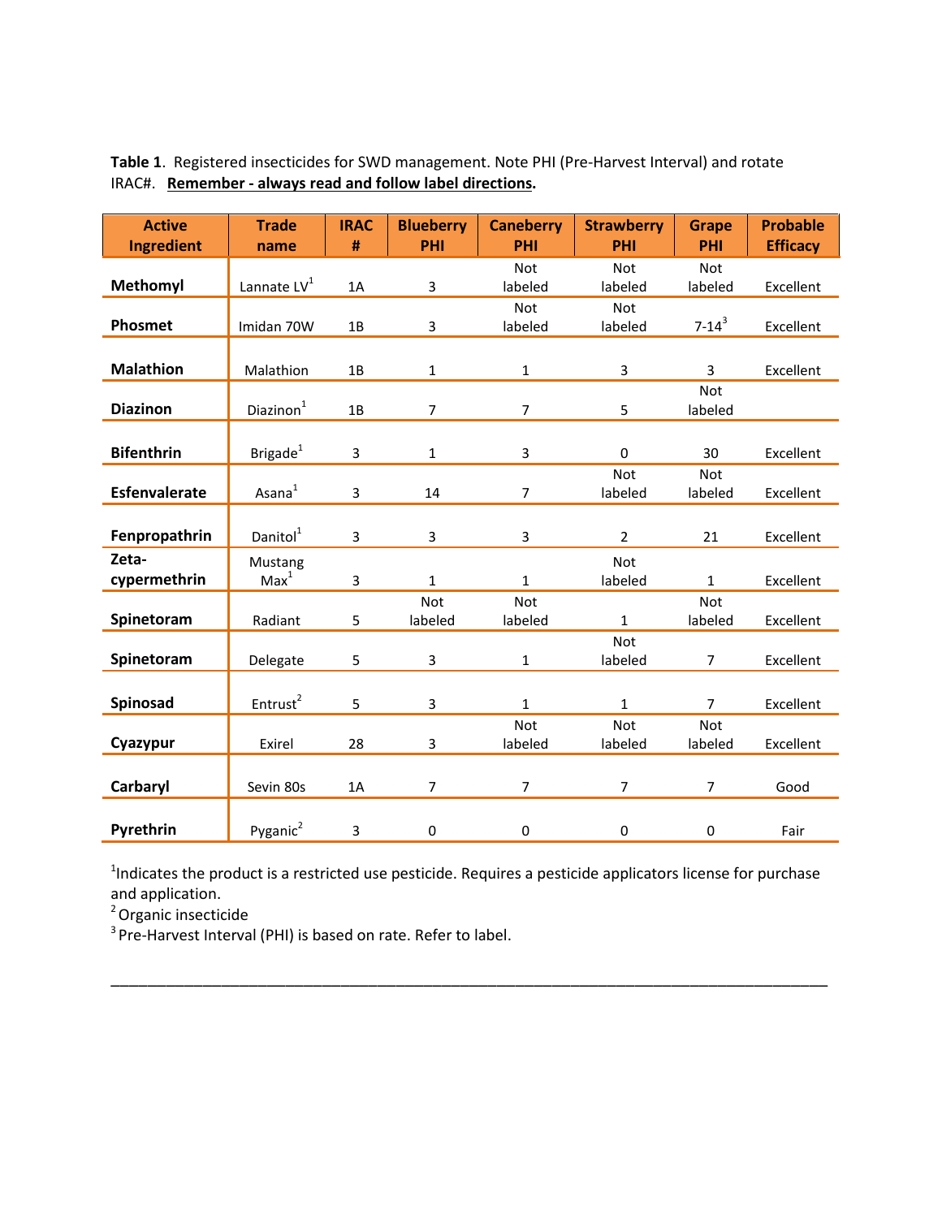**Table 1**. Registered insecticides for SWD management. Note PHI (Pre-Harvest Interval) and rotate IRAC#. **Remember - always read and follow label directions.**

| Active Ingredient | Trade name | IRAC # | Blueberry PHI | Caneberry PHI | Strawberry PHI | Grape PHI | Probable Efficacy |
|---|---|---|---|---|---|---|---|
| **Methomyl** | Lannate LV[1] | 1A | 3 | Not labeled | Not labeled | Not labeled | Excellent |
| **Phosmet** | Imidan 70W | 1B | 3 | Not labeled | Not labeled | 7-14[3] | Excellent |
| **Malathion** | Malathion | 1B | 1 | 1 | 3 | 3 | Excellent |
| **Diazinon** | Diazinon[1] | 1B | 7 | 7 | 5 | Not labeled | |
| **Bifenthrin** | Brigade[1] | 3 | 1 | 3 | 0 | 30 | Excellent |
| **Esfenvalerate** | Asana[1] | 3 | 14 | 7 | Not labeled | Not labeled | Excellent |
| **Fenpropathrin** | Danitol[1] | 3 | 3 | 3 | 2 | 21 | Excellent |
| **Zeta-cypermethrin** | Mustang Max[1] | 3 | 1 | 1 | Not labeled | 1 | Excellent |
| **Spinetoram** | Radiant | 5 | Not labeled | Not labeled | 1 | Not labeled | Excellent |
| **Spinetoram** | Delegate | 5 | 3 | 1 | Not labeled | 7 | Excellent |
| **Spinosad** | Entrust[2] | 5 | 3 | 1 | 1 | 7 | Excellent |
| **Cyazypur** | Exirel | 28 | 3 | Not labeled | Not labeled | Not labeled | Excellent |
| **Carbaryl** | Sevin 80s | 1A | 7 | 7 | 7 | 7 | Good |
| **Pyrethrin** | Pyganic[2] | 3 | 0 | 0 | 0 | 0 | Fair |

[1]Indicates the product is a restricted use pesticide. Requires a pesticide applicators license for purchase and application.

[2] Organic insecticide

[3] Pre-Harvest Interval (PHI) is based on rate. Refer to label.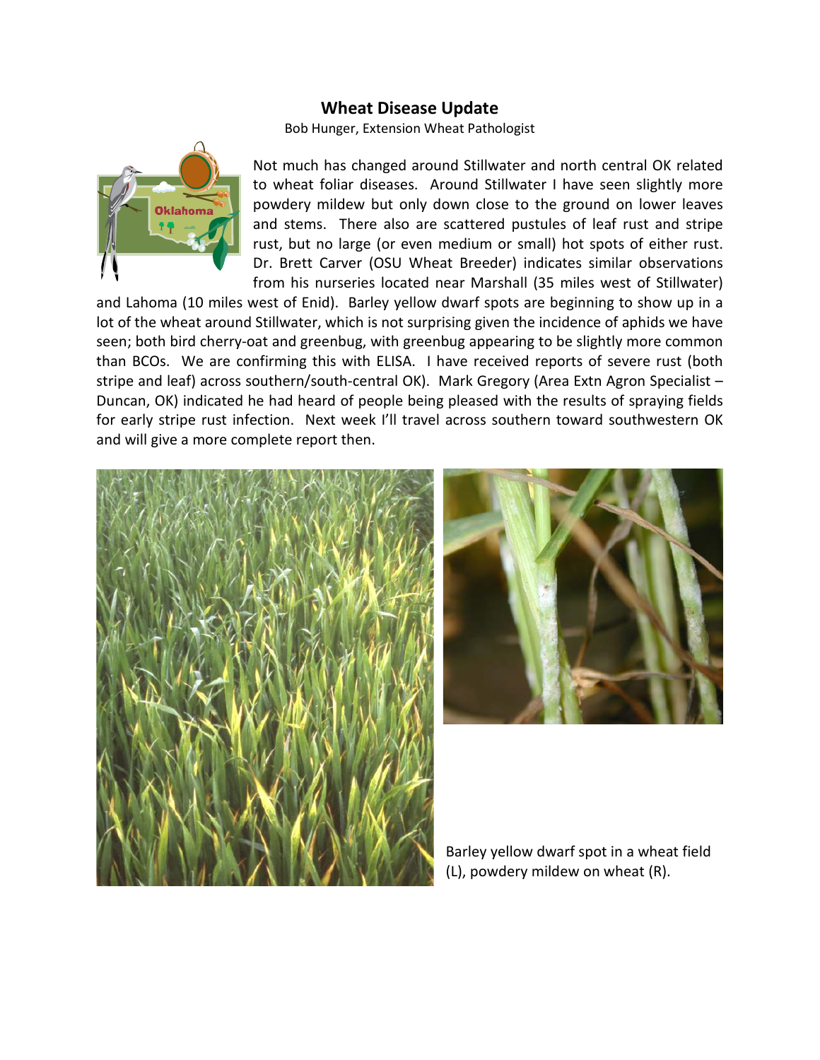## Wheat Disease Update

Bob Hunger, Extension Wheat Pathologist

Not much has changed around Stillwater and north central OK related to wheat foliar diseases. Around Stillwater I have seen slightly more powdery mildew but only down close to the ground on lower leaves and stems. There also are scattered pustules of leaf rust and stripe rust, but no large (or even medium or small) hot spots of either rust. Dr. Brett Carver (OSU Wheat Breeder) indicates similar observations from his nurseries located near Marshall (35 miles west of Stillwater) and Lahoma (10 miles west of Enid). Barley yellow dwarf spots are beginning to show up in a lot of the wheat around Stillwater, which is not surprising given the incidence of aphids we have seen; both bird cherry-oat and greenbug, with greenbug appearing to be slightly more common than BCOs. We are confirming this with ELISA. I have received reports of severe rust (both stripe and leaf) across southern/south-central OK). Mark Gregory (Area Extn Agron Specialist – Duncan, OK) indicated he had heard of people being pleased with the results of spraying fields for early stripe rust infection. Next week I'll travel across southern toward southwestern OK and will give a more complete report then.

Barley yellow dwarf spot in a wheat field (L), powdery mildew on wheat (R).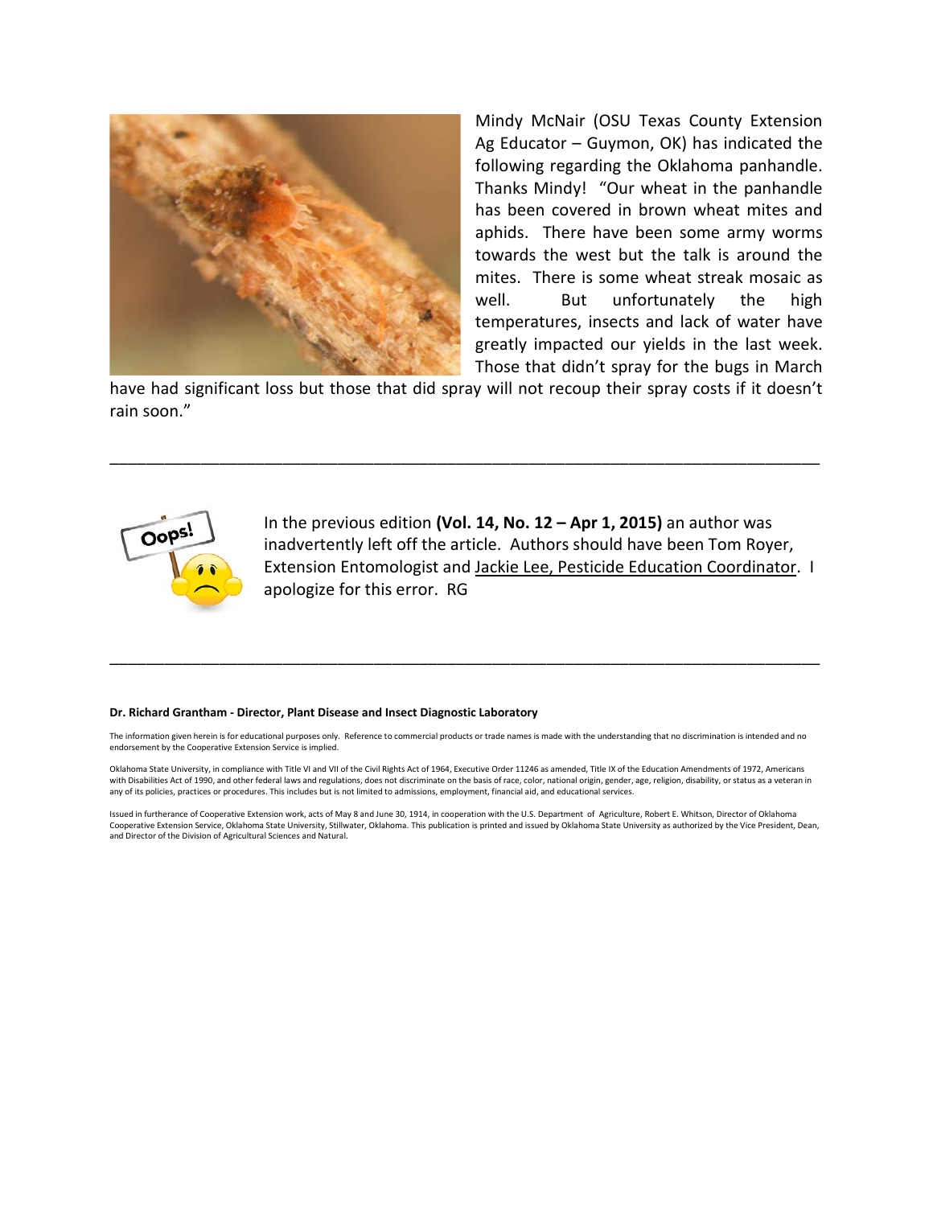Mindy McNair (OSU Texas County Extension Ag Educator – Guymon, OK) has indicated the following regarding the Oklahoma panhandle. Thanks Mindy! "Our wheat in the panhandle has been covered in brown wheat mites and aphids. There have been some army worms towards the west but the talk is around the mites. There is some wheat streak mosaic as well. But unfortunately the high temperatures, insects and lack of water have greatly impacted our yields in the last week. Those that didn't spray for the bugs in March have had significant loss but those that did spray will not recoup their spray costs if it doesn't rain soon."

---

In the previous edition **(Vol. 14, No. 12 – Apr 1, 2015)** an author was inadvertently left off the article. Authors should have been Tom Royer, Extension Entomologist and Jackie Lee, Pesticide Education Coordinator. I apologize for this error. RG

---

**Dr. Richard Grantham - Director, Plant Disease and Insect Diagnostic Laboratory**

The information given herein is for educational purposes only. Reference to commercial products or trade names is made with the understanding that no discrimination is intended and no endorsement by the Cooperative Extension Service is implied.

Oklahoma State University, in compliance with Title VI and VII of the Civil Rights Act of 1964, Executive Order 11246 as amended, Title IX of the Education Amendments of 1972, Americans with Disabilities Act of 1990, and other federal laws and regulations, does not discriminate on the basis of race, color, national origin, gender, age, religion, disability, or status as a veteran in any of its policies, practices or procedures. This includes but is not limited to admissions, employment, financial aid, and educational services.

Issued in furtherance of Cooperative Extension work, acts of May 8 and June 30, 1914, in cooperation with the U.S. Department of Agriculture, Robert E. Whitson, Director of Oklahoma Cooperative Extension Service, Oklahoma State University, Stillwater, Oklahoma. This publication is printed and issued by Oklahoma State University as authorized by the Vice President, Dean, and Director of the Division of Agricultural Sciences and Natural.